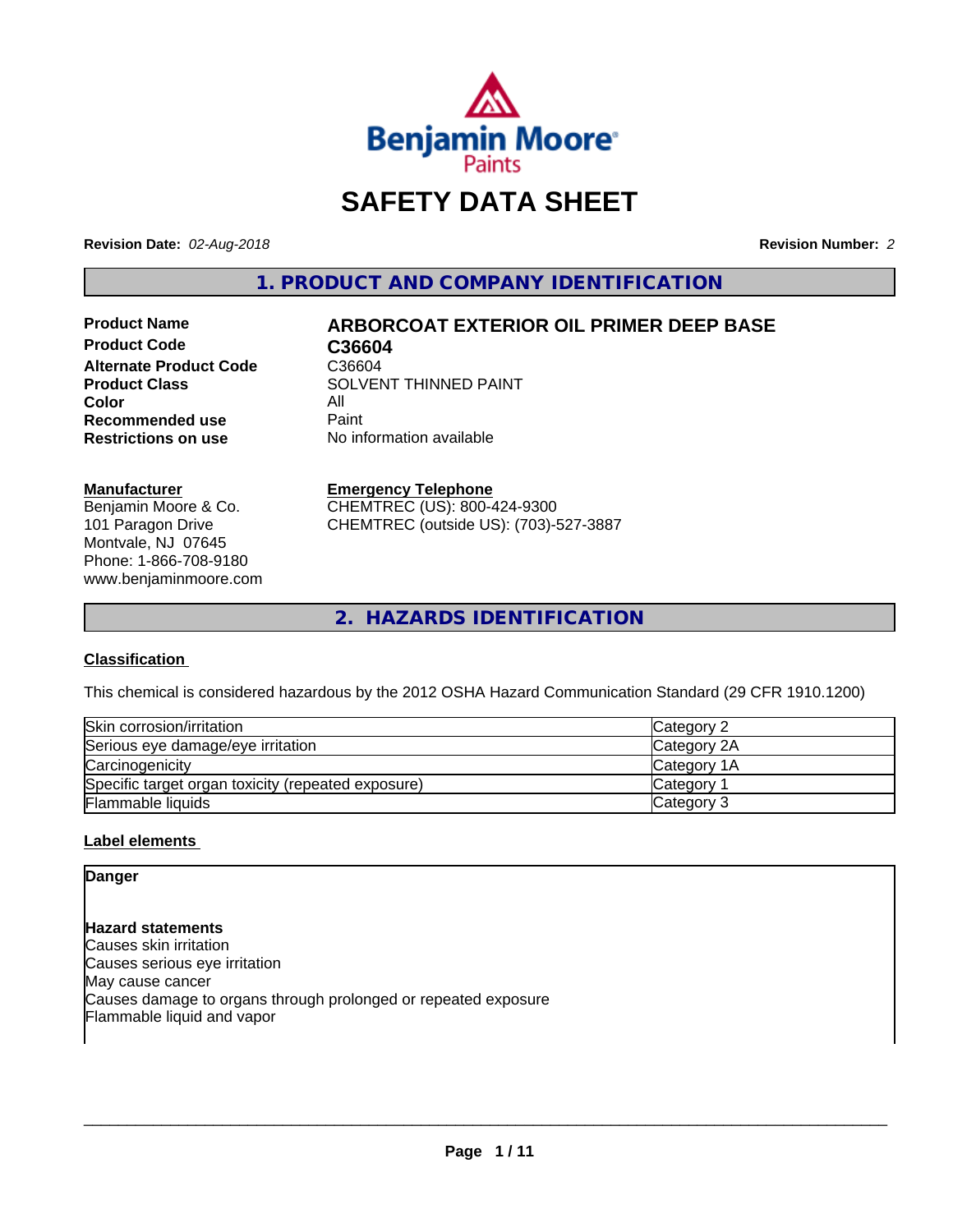# SAFETY DATA SHEET

**Revision Date:** *02-Aug-2018*

**Revision Number:** *2*

## 1. PRODUCT AND COMPANY IDENTIFICATION

| | |
|---|---|
| **Product Name** | **ARBORCOAT EXTERIOR OIL PRIMER DEEP BASE** |
| **Product Code** | **C36604** |
| **Alternate Product Code** | C36604 |
| **Product Class** | SOLVENT THINNED PAINT |
| **Color** | All |
| **Recommended use** | Paint |
| **Restrictions on use** | No information available |

**Manufacturer**
Benjamin Moore & Co.
101 Paragon Drive
Montvale, NJ 07645
Phone: 1-866-708-9180
www.benjaminmoore.com

**Emergency Telephone**
CHEMTREC (US): 800-424-9300
CHEMTREC (outside US): (703)-527-3887

## 2. HAZARDS IDENTIFICATION

### Classification

This chemical is considered hazardous by the 2012 OSHA Hazard Communication Standard (29 CFR 1910.1200)

| | |
|---|---|
| Skin corrosion/irritation | Category 2 |
| Serious eye damage/eye irritation | Category 2A |
| Carcinogenicity | Category 1A |
| Specific target organ toxicity (repeated exposure) | Category 1 |
| Flammable liquids | Category 3 |

### Label elements

**Danger**

**Hazard statements**
Causes skin irritation
Causes serious eye irritation
May cause cancer
Causes damage to organs through prolonged or repeated exposure
Flammable liquid and vapor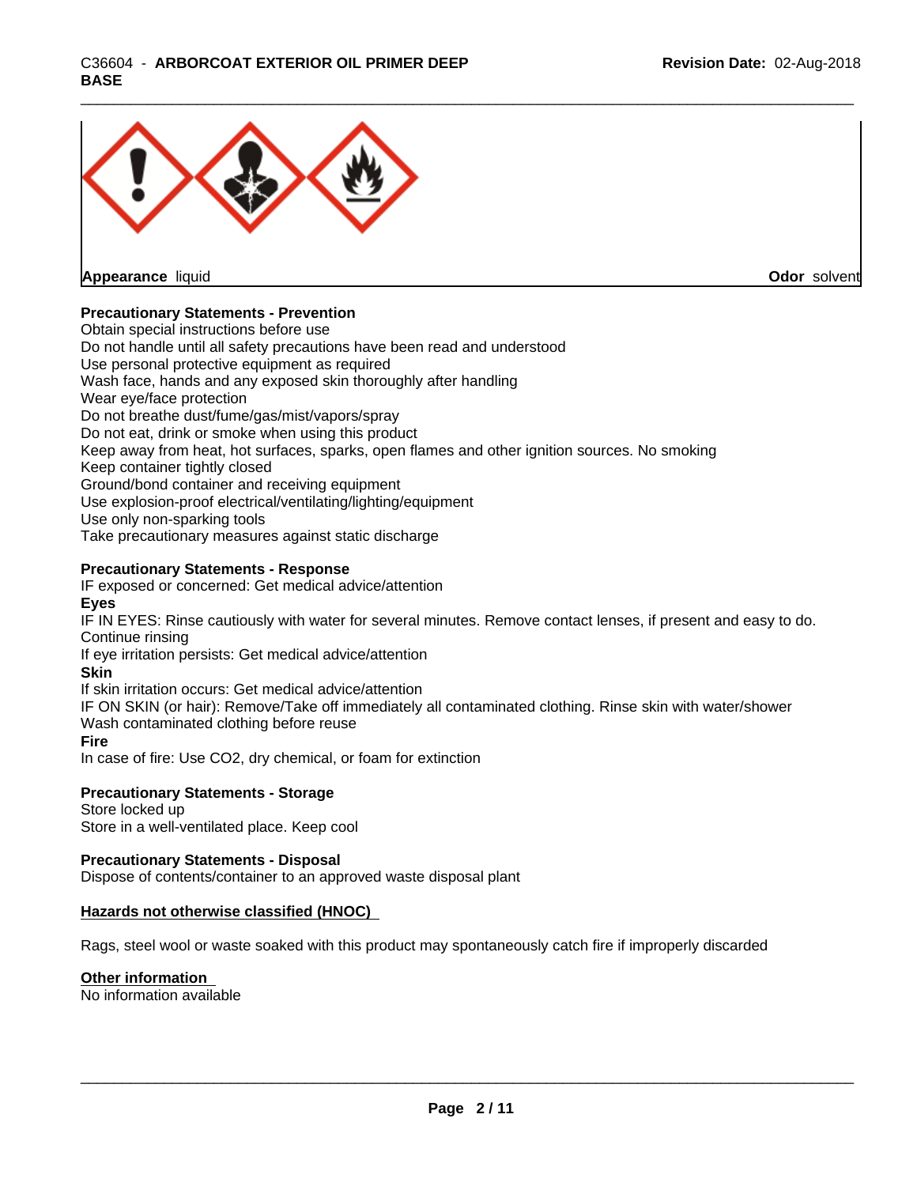**Appearance** liquid **Odor** solvent

### Precautionary Statements - Prevention

Obtain special instructions before use
Do not handle until all safety precautions have been read and understood
Use personal protective equipment as required
Wash face, hands and any exposed skin thoroughly after handling
Wear eye/face protection
Do not breathe dust/fume/gas/mist/vapors/spray
Do not eat, drink or smoke when using this product
Keep away from heat, hot surfaces, sparks, open flames and other ignition sources. No smoking
Keep container tightly closed
Ground/bond container and receiving equipment
Use explosion-proof electrical/ventilating/lighting/equipment
Use only non-sparking tools
Take precautionary measures against static discharge

### Precautionary Statements - Response

IF exposed or concerned: Get medical advice/attention

**Eyes**

IF IN EYES: Rinse cautiously with water for several minutes. Remove contact lenses, if present and easy to do. Continue rinsing
If eye irritation persists: Get medical advice/attention

**Skin**

If skin irritation occurs: Get medical advice/attention
IF ON SKIN (or hair): Remove/Take off immediately all contaminated clothing. Rinse skin with water/shower
Wash contaminated clothing before reuse

**Fire**

In case of fire: Use CO2, dry chemical, or foam for extinction

### Precautionary Statements - Storage

Store locked up
Store in a well-ventilated place. Keep cool

### Precautionary Statements - Disposal

Dispose of contents/container to an approved waste disposal plant

### Hazards not otherwise classified (HNOC)

Rags, steel wool or waste soaked with this product may spontaneously catch fire if improperly discarded

### Other information

No information available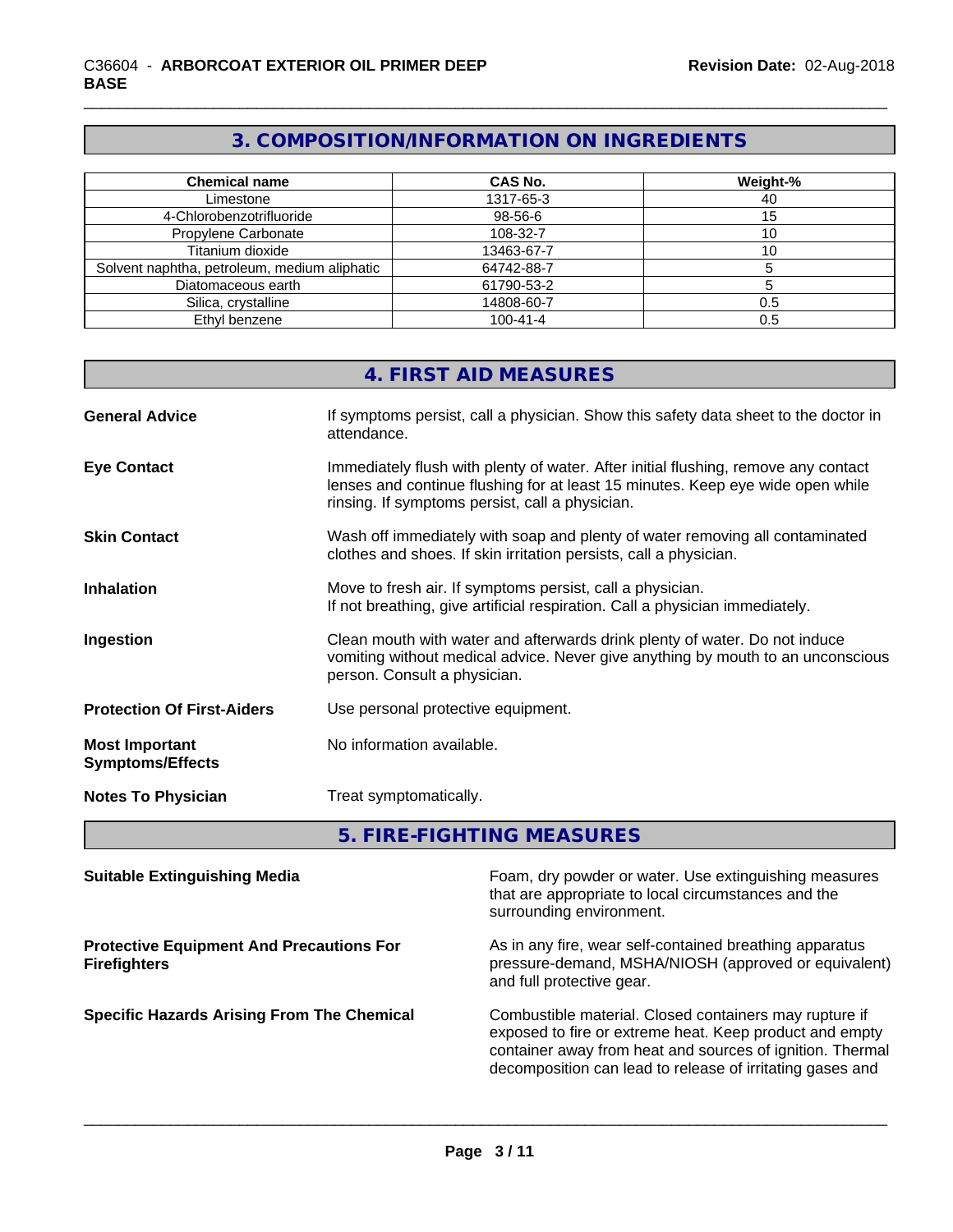## 3. COMPOSITION/INFORMATION ON INGREDIENTS

| Chemical name | CAS No. | Weight-% |
|---|---|---|
| Limestone | 1317-65-3 | 40 |
| 4-Chlorobenzotrifluoride | 98-56-6 | 15 |
| Propylene Carbonate | 108-32-7 | 10 |
| Titanium dioxide | 13463-67-7 | 10 |
| Solvent naphtha, petroleum, medium aliphatic | 64742-88-7 | 5 |
| Diatomaceous earth | 61790-53-2 | 5 |
| Silica, crystalline | 14808-60-7 | 0.5 |
| Ethyl benzene | 100-41-4 | 0.5 |

## 4. FIRST AID MEASURES

**General Advice** If symptoms persist, call a physician. Show this safety data sheet to the doctor in attendance.

**Eye Contact** Immediately flush with plenty of water. After initial flushing, remove any contact lenses and continue flushing for at least 15 minutes. Keep eye wide open while rinsing. If symptoms persist, call a physician.

**Skin Contact** Wash off immediately with soap and plenty of water removing all contaminated clothes and shoes. If skin irritation persists, call a physician.

**Inhalation** Move to fresh air. If symptoms persist, call a physician.
If not breathing, give artificial respiration. Call a physician immediately.

**Ingestion** Clean mouth with water and afterwards drink plenty of water. Do not induce vomiting without medical advice. Never give anything by mouth to an unconscious person. Consult a physician.

**Protection Of First-Aiders** Use personal protective equipment.

**Most Important Symptoms/Effects** No information available.

**Notes To Physician** Treat symptomatically.

## 5. FIRE-FIGHTING MEASURES

**Suitable Extinguishing Media** Foam, dry powder or water. Use extinguishing measures that are appropriate to local circumstances and the surrounding environment.

**Protective Equipment And Precautions For Firefighters** As in any fire, wear self-contained breathing apparatus pressure-demand, MSHA/NIOSH (approved or equivalent) and full protective gear.

**Specific Hazards Arising From The Chemical** Combustible material. Closed containers may rupture if exposed to fire or extreme heat. Keep product and empty container away from heat and sources of ignition. Thermal decomposition can lead to release of irritating gases and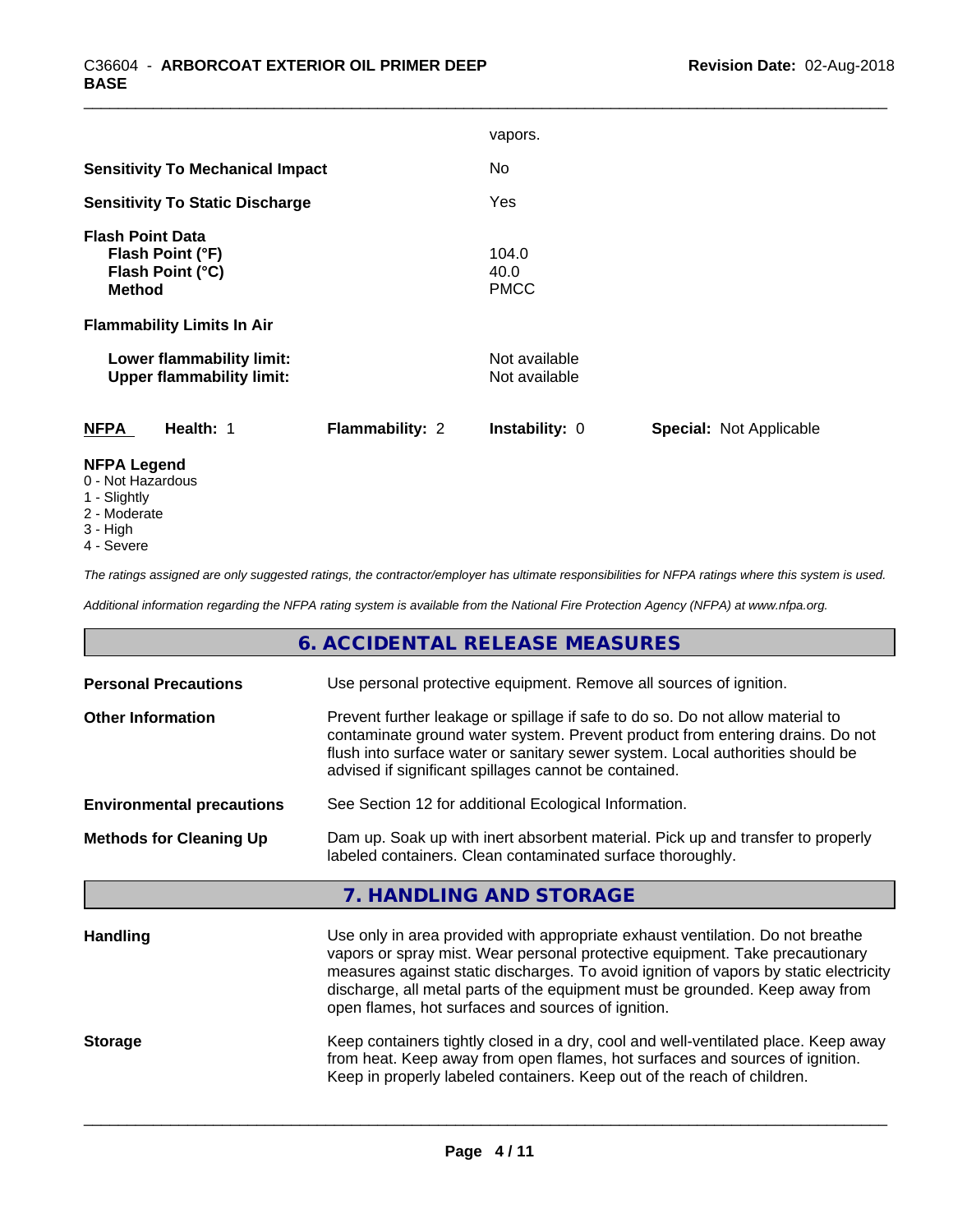vapors.

| | |
|---|---|
| **Sensitivity To Mechanical Impact** | No |
| **Sensitivity To Static Discharge** | Yes |

**Flash Point Data**

| | |
|---|---|
| **Flash Point (°F)** | 104.0 |
| **Flash Point (°C)** | 40.0 |
| **Method** | PMCC |

**Flammability Limits In Air**

| | |
|---|---|
| **Lower flammability limit:** | Not available |
| **Upper flammability limit:** | Not available |

| **NFPA** | **Health:** 1 | **Flammability:** 2 | **Instability:** 0 | **Special:** Not Applicable |
|---|---|---|---|---|

**NFPA Legend**
- 0 - Not Hazardous
- 1 - Slightly
- 2 - Moderate
- 3 - High
- 4 - Severe

*The ratings assigned are only suggested ratings, the contractor/employer has ultimate responsibilities for NFPA ratings where this system is used.*

*Additional information regarding the NFPA rating system is available from the National Fire Protection Agency (NFPA) at www.nfpa.org.*

## 6. ACCIDENTAL RELEASE MEASURES

| | |
|---|---|
| **Personal Precautions** | Use personal protective equipment. Remove all sources of ignition. |
| **Other Information** | Prevent further leakage or spillage if safe to do so. Do not allow material to contaminate ground water system. Prevent product from entering drains. Do not flush into surface water or sanitary sewer system. Local authorities should be advised if significant spillages cannot be contained. |
| **Environmental precautions** | See Section 12 for additional Ecological Information. |
| **Methods for Cleaning Up** | Dam up. Soak up with inert absorbent material. Pick up and transfer to properly labeled containers. Clean contaminated surface thoroughly. |

## 7. HANDLING AND STORAGE

| | |
|---|---|
| **Handling** | Use only in area provided with appropriate exhaust ventilation. Do not breathe vapors or spray mist. Wear personal protective equipment. Take precautionary measures against static discharges. To avoid ignition of vapors by static electricity discharge, all metal parts of the equipment must be grounded. Keep away from open flames, hot surfaces and sources of ignition. |
| **Storage** | Keep containers tightly closed in a dry, cool and well-ventilated place. Keep away from heat. Keep away from open flames, hot surfaces and sources of ignition. Keep in properly labeled containers. Keep out of the reach of children. |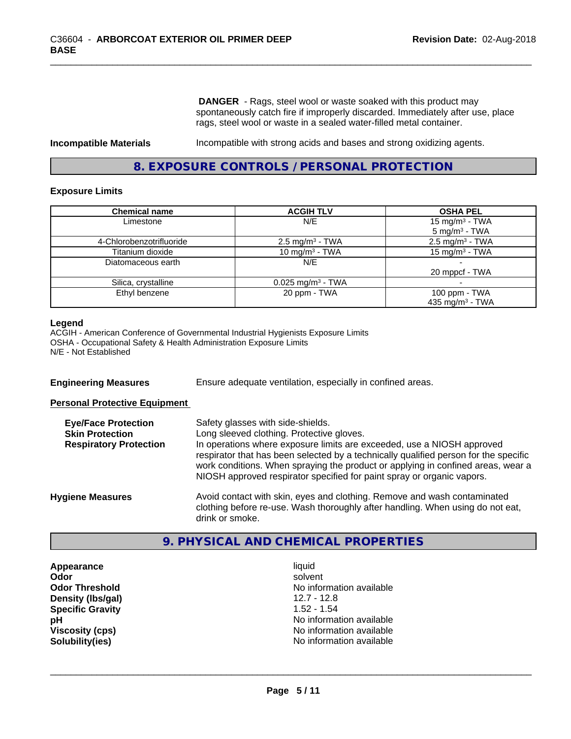**DANGER** - Rags, steel wool or waste soaked with this product may spontaneously catch fire if improperly discarded. Immediately after use, place rags, steel wool or waste in a sealed water-filled metal container.

**Incompatible Materials** Incompatible with strong acids and bases and strong oxidizing agents.

## 8. EXPOSURE CONTROLS / PERSONAL PROTECTION

### Exposure Limits

| Chemical name | ACGIH TLV | OSHA PEL |
|---|---|---|
| Limestone | N/E | 15 mg/m³ - TWA<br>5 mg/m³ - TWA |
| 4-Chlorobenzotrifluoride | 2.5 mg/m³ - TWA | 2.5 mg/m³ - TWA |
| Titanium dioxide | 10 mg/m³ - TWA | 15 mg/m³ - TWA |
| Diatomaceous earth | N/E | -<br>20 mppcf - TWA |
| Silica, crystalline | 0.025 mg/m³ - TWA | - |
| Ethyl benzene | 20 ppm - TWA | 100 ppm - TWA<br>435 mg/m³ - TWA |

**Legend**
ACGIH - American Conference of Governmental Industrial Hygienists Exposure Limits
OSHA - Occupational Safety & Health Administration Exposure Limits
N/E - Not Established

**Engineering Measures** Ensure adequate ventilation, especially in confined areas.

**Personal Protective Equipment**

**Eye/Face Protection** Safety glasses with side-shields.

**Skin Protection** Long sleeved clothing. Protective gloves.

**Respiratory Protection** In operations where exposure limits are exceeded, use a NIOSH approved respirator that has been selected by a technically qualified person for the specific work conditions. When spraying the product or applying in confined areas, wear a NIOSH approved respirator specified for paint spray or organic vapors.

**Hygiene Measures** Avoid contact with skin, eyes and clothing. Remove and wash contaminated clothing before re-use. Wash thoroughly after handling. When using do not eat, drink or smoke.

## 9. PHYSICAL AND CHEMICAL PROPERTIES

| | |
|---|---|
| **Appearance** | liquid |
| **Odor** | solvent |
| **Odor Threshold** | No information available |
| **Density (lbs/gal)** | 12.7 - 12.8 |
| **Specific Gravity** | 1.52 - 1.54 |
| **pH** | No information available |
| **Viscosity (cps)** | No information available |
| **Solubility(ies)** | No information available |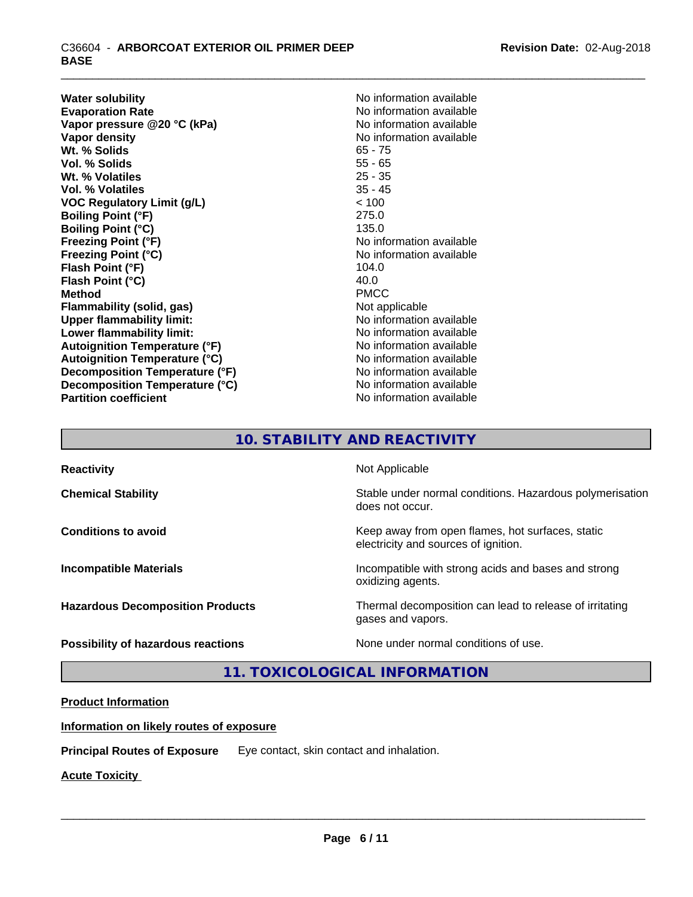| | |
|---|---|
| **Water solubility** | No information available |
| **Evaporation Rate** | No information available |
| **Vapor pressure @20 °C (kPa)** | No information available |
| **Vapor density** | No information available |
| **Wt. % Solids** | 65 - 75 |
| **Vol. % Solids** | 55 - 65 |
| **Wt. % Volatiles** | 25 - 35 |
| **Vol. % Volatiles** | 35 - 45 |
| **VOC Regulatory Limit (g/L)** | < 100 |
| **Boiling Point (°F)** | 275.0 |
| **Boiling Point (°C)** | 135.0 |
| **Freezing Point (°F)** | No information available |
| **Freezing Point (°C)** | No information available |
| **Flash Point (°F)** | 104.0 |
| **Flash Point (°C)** | 40.0 |
| **Method** | PMCC |
| **Flammability (solid, gas)** | Not applicable |
| **Upper flammability limit:** | No information available |
| **Lower flammability limit:** | No information available |
| **Autoignition Temperature (°F)** | No information available |
| **Autoignition Temperature (°C)** | No information available |
| **Decomposition Temperature (°F)** | No information available |
| **Decomposition Temperature (°C)** | No information available |
| **Partition coefficient** | No information available |

## 10. STABILITY AND REACTIVITY

| | |
|---|---|
| **Reactivity** | Not Applicable |
| **Chemical Stability** | Stable under normal conditions. Hazardous polymerisation does not occur. |
| **Conditions to avoid** | Keep away from open flames, hot surfaces, static electricity and sources of ignition. |
| **Incompatible Materials** | Incompatible with strong acids and bases and strong oxidizing agents. |
| **Hazardous Decomposition Products** | Thermal decomposition can lead to release of irritating gases and vapors. |
| **Possibility of hazardous reactions** | None under normal conditions of use. |

## 11. TOXICOLOGICAL INFORMATION

**Product Information**

**Information on likely routes of exposure**

**Principal Routes of Exposure** Eye contact, skin contact and inhalation.

**Acute Toxicity**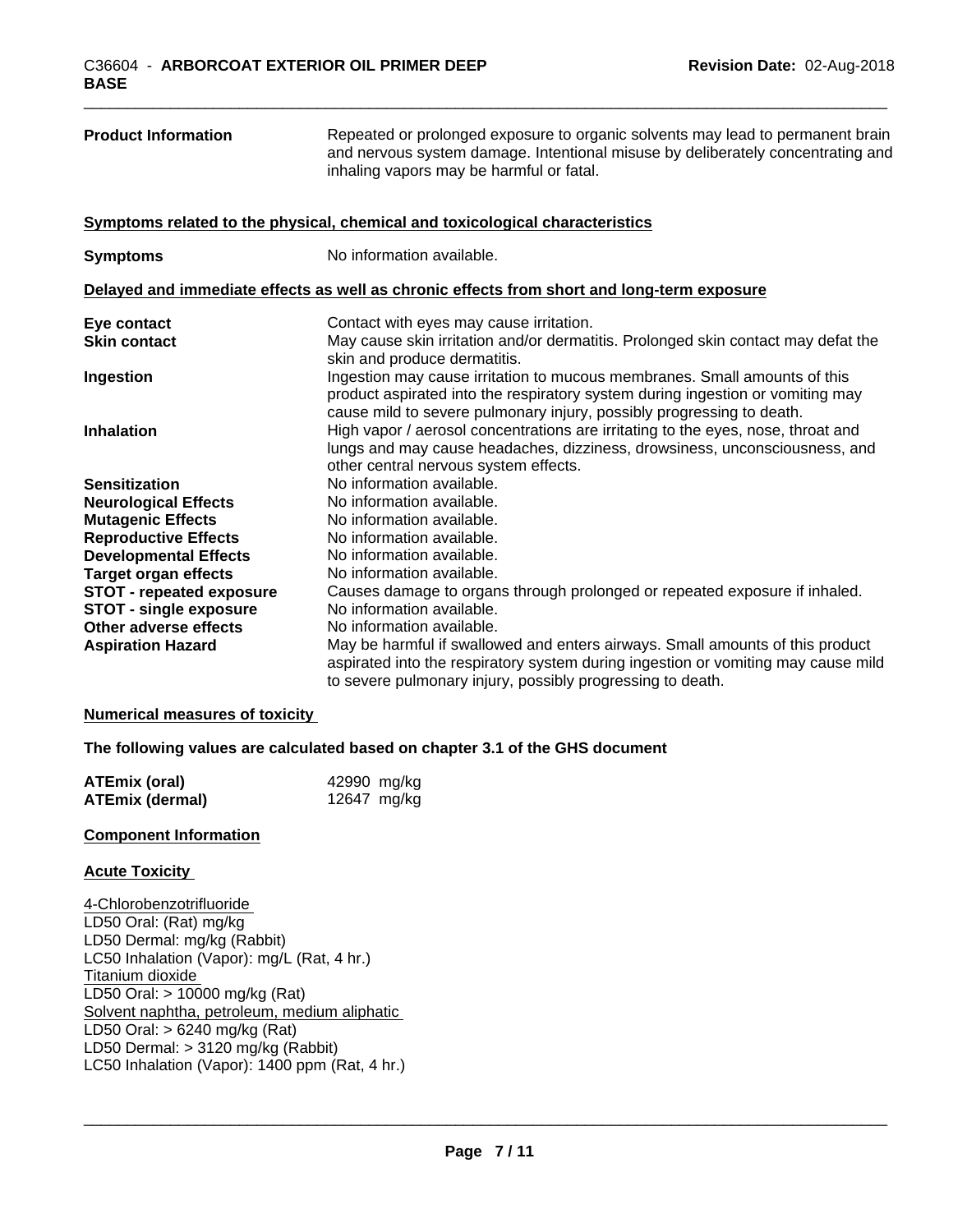| | |
|---|---|
| **Product Information** | Repeated or prolonged exposure to organic solvents may lead to permanent brain and nervous system damage. Intentional misuse by deliberately concentrating and inhaling vapors may be harmful or fatal. |

**Symptoms related to the physical, chemical and toxicological characteristics**

| | |
|---|---|
| **Symptoms** | No information available. |

**Delayed and immediate effects as well as chronic effects from short and long-term exposure**

| | |
|---|---|
| **Eye contact** | Contact with eyes may cause irritation. |
| **Skin contact** | May cause skin irritation and/or dermatitis. Prolonged skin contact may defat the skin and produce dermatitis. |
| **Ingestion** | Ingestion may cause irritation to mucous membranes. Small amounts of this product aspirated into the respiratory system during ingestion or vomiting may cause mild to severe pulmonary injury, possibly progressing to death. |
| **Inhalation** | High vapor / aerosol concentrations are irritating to the eyes, nose, throat and lungs and may cause headaches, dizziness, drowsiness, unconsciousness, and other central nervous system effects. |
| **Sensitization** | No information available. |
| **Neurological Effects** | No information available. |
| **Mutagenic Effects** | No information available. |
| **Reproductive Effects** | No information available. |
| **Developmental Effects** | No information available. |
| **Target organ effects** | No information available. |
| **STOT - repeated exposure** | Causes damage to organs through prolonged or repeated exposure if inhaled. |
| **STOT - single exposure** | No information available. |
| **Other adverse effects** | No information available. |
| **Aspiration Hazard** | May be harmful if swallowed and enters airways. Small amounts of this product aspirated into the respiratory system during ingestion or vomiting may cause mild to severe pulmonary injury, possibly progressing to death. |

**Numerical measures of toxicity**

**The following values are calculated based on chapter 3.1 of the GHS document**

| | |
|---|---|
| **ATEmix (oral)** | 42990 mg/kg |
| **ATEmix (dermal)** | 12647 mg/kg |

**Component Information**

**Acute Toxicity**

4-Chlorobenzotrifluoride
LD50 Oral: (Rat) mg/kg
LD50 Dermal: mg/kg (Rabbit)
LC50 Inhalation (Vapor): mg/L (Rat, 4 hr.)
Titanium dioxide
LD50 Oral: > 10000 mg/kg (Rat)
Solvent naphtha, petroleum, medium aliphatic
LD50 Oral: > 6240 mg/kg (Rat)
LD50 Dermal: > 3120 mg/kg (Rabbit)
LC50 Inhalation (Vapor): 1400 ppm (Rat, 4 hr.)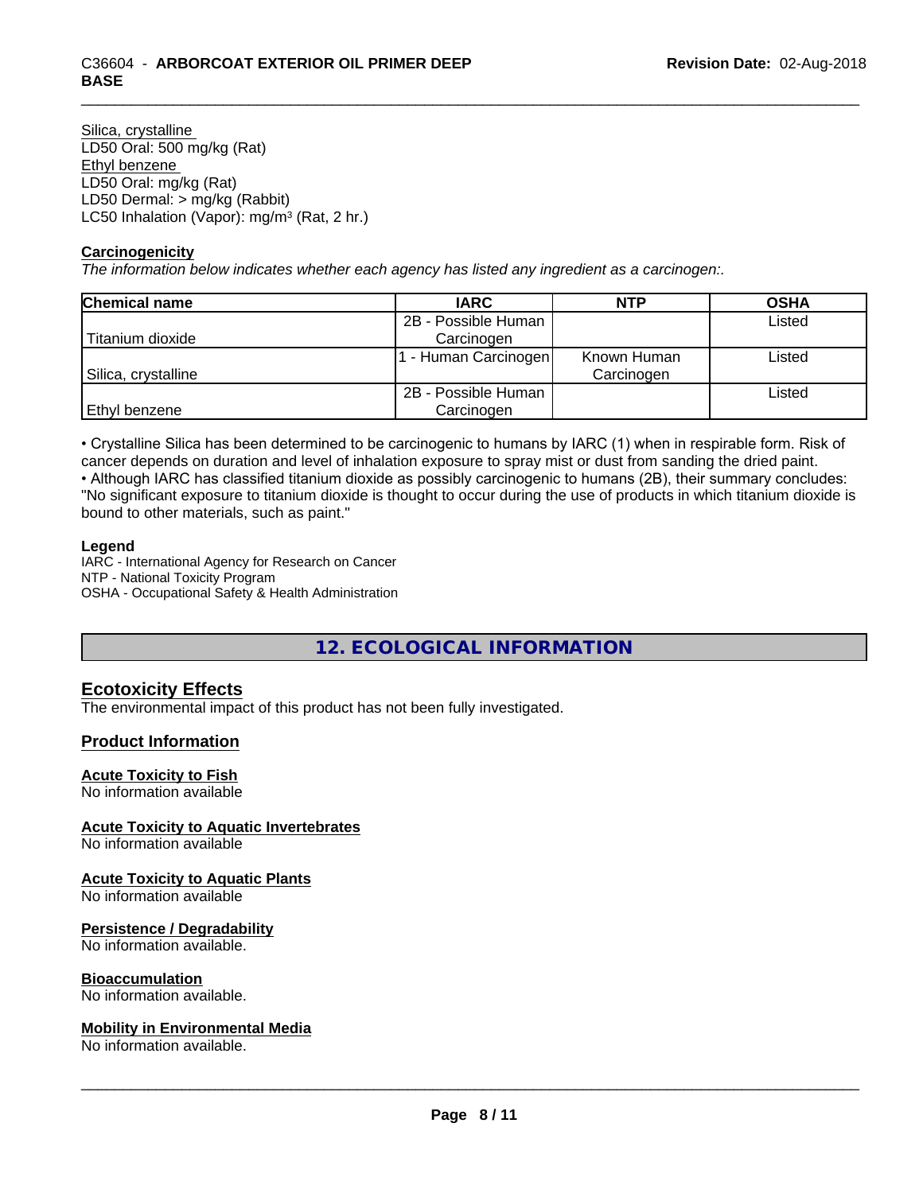Silica, crystalline
LD50 Oral: 500 mg/kg (Rat)
Ethyl benzene
LD50 Oral: mg/kg (Rat)
LD50 Dermal: > mg/kg (Rabbit)
LC50 Inhalation (Vapor): mg/m³ (Rat, 2 hr.)

**Carcinogenicity**

*The information below indicates whether each agency has listed any ingredient as a carcinogen:.*

| Chemical name | IARC | NTP | OSHA |
|---|---|---|---|
| Titanium dioxide | 2B - Possible Human Carcinogen | | Listed |
| Silica, crystalline | 1 - Human Carcinogen | Known Human Carcinogen | Listed |
| Ethyl benzene | 2B - Possible Human Carcinogen | | Listed |

• Crystalline Silica has been determined to be carcinogenic to humans by IARC (1) when in respirable form. Risk of cancer depends on duration and level of inhalation exposure to spray mist or dust from sanding the dried paint.
• Although IARC has classified titanium dioxide as possibly carcinogenic to humans (2B), their summary concludes: "No significant exposure to titanium dioxide is thought to occur during the use of products in which titanium dioxide is bound to other materials, such as paint."

**Legend**
IARC - International Agency for Research on Cancer
NTP - National Toxicity Program
OSHA - Occupational Safety & Health Administration

## 12. ECOLOGICAL INFORMATION

### Ecotoxicity Effects

The environmental impact of this product has not been fully investigated.

### Product Information

**Acute Toxicity to Fish**
No information available

**Acute Toxicity to Aquatic Invertebrates**
No information available

**Acute Toxicity to Aquatic Plants**
No information available

**Persistence / Degradability**
No information available.

**Bioaccumulation**
No information available.

**Mobility in Environmental Media**
No information available.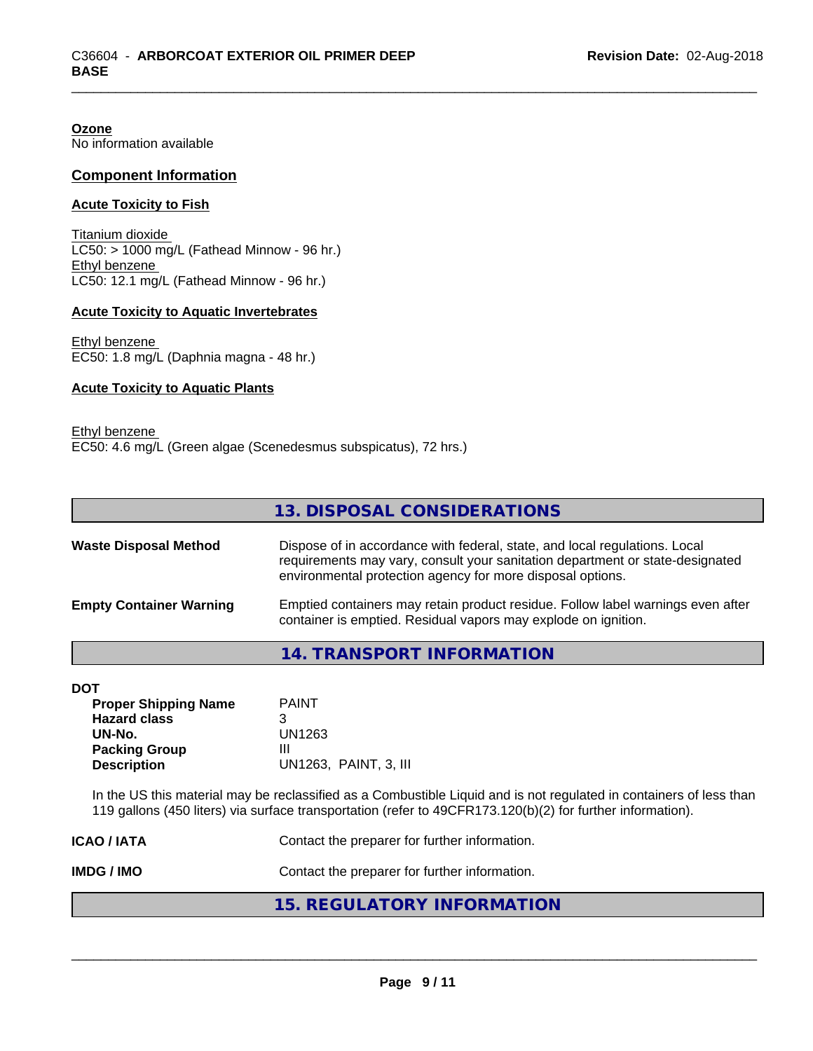**Ozone**
No information available

## Component Information

**Acute Toxicity to Fish**

Titanium dioxide
LC50: > 1000 mg/L (Fathead Minnow - 96 hr.)
Ethyl benzene
LC50: 12.1 mg/L (Fathead Minnow - 96 hr.)

**Acute Toxicity to Aquatic Invertebrates**

Ethyl benzene
EC50: 1.8 mg/L (Daphnia magna - 48 hr.)

**Acute Toxicity to Aquatic Plants**

Ethyl benzene
EC50: 4.6 mg/L (Green algae (Scenedesmus subspicatus), 72 hrs.)

## 13. DISPOSAL CONSIDERATIONS

**Waste Disposal Method** Dispose of in accordance with federal, state, and local regulations. Local requirements may vary, consult your sanitation department or state-designated environmental protection agency for more disposal options.

**Empty Container Warning** Emptied containers may retain product residue. Follow label warnings even after container is emptied. Residual vapors may explode on ignition.

## 14. TRANSPORT INFORMATION

**DOT**

| | |
|---|---|
| **Proper Shipping Name** | PAINT |
| **Hazard class** | 3 |
| **UN-No.** | UN1263 |
| **Packing Group** | III |
| **Description** | UN1263, PAINT, 3, III |

In the US this material may be reclassified as a Combustible Liquid and is not regulated in containers of less than 119 gallons (450 liters) via surface transportation (refer to 49CFR173.120(b)(2) for further information).

**ICAO / IATA** Contact the preparer for further information.

**IMDG / IMO** Contact the preparer for further information.

## 15. REGULATORY INFORMATION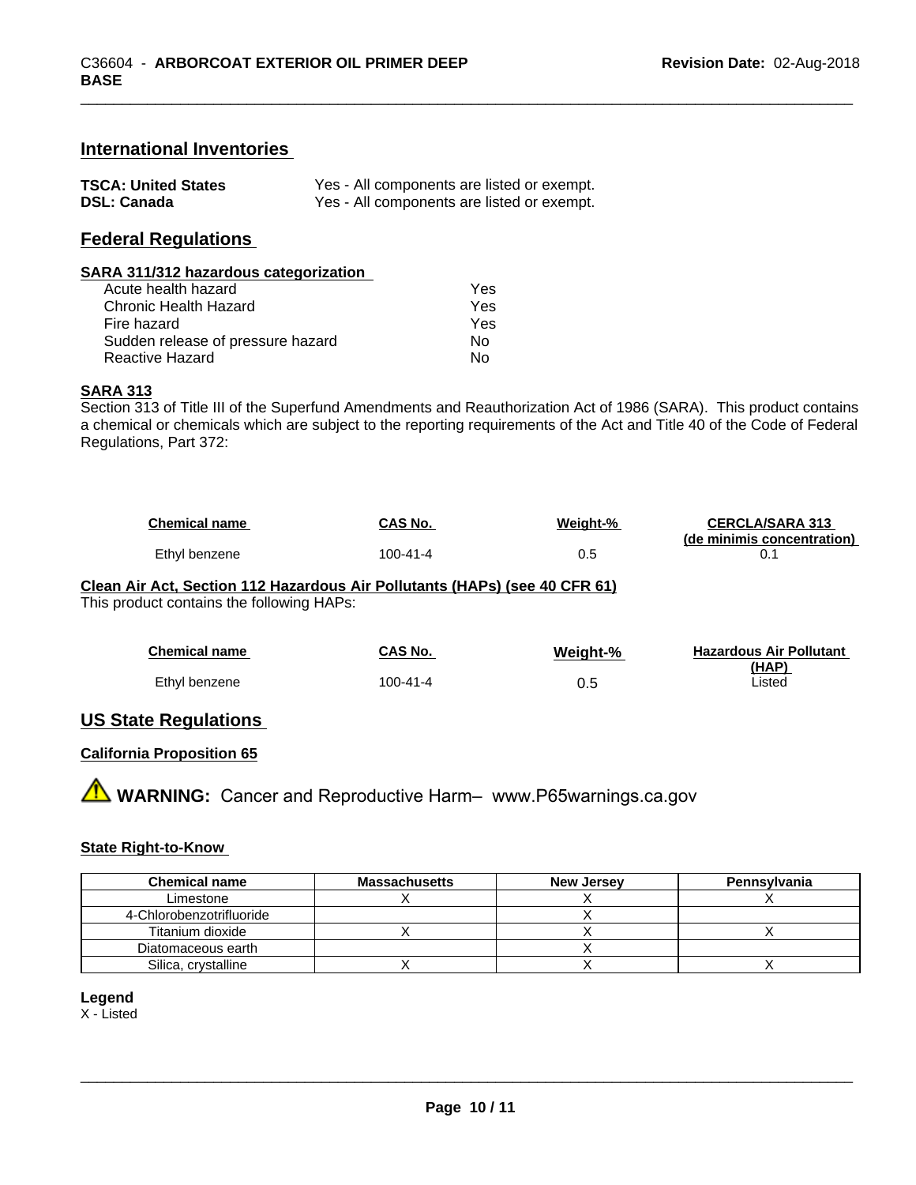## International Inventories

**TSCA: United States** Yes - All components are listed or exempt.
**DSL: Canada** Yes - All components are listed or exempt.

## Federal Regulations

### SARA 311/312 hazardous categorization

| | |
|---|---|
| Acute health hazard | Yes |
| Chronic Health Hazard | Yes |
| Fire hazard | Yes |
| Sudden release of pressure hazard | No |
| Reactive Hazard | No |

### SARA 313

Section 313 of Title III of the Superfund Amendments and Reauthorization Act of 1986 (SARA). This product contains a chemical or chemicals which are subject to the reporting requirements of the Act and Title 40 of the Code of Federal Regulations, Part 372:

| Chemical name | CAS No. | Weight-% | CERCLA/SARA 313 (de minimis concentration) |
|---|---|---|---|
| Ethyl benzene | 100-41-4 | 0.5 | 0.1 |

### Clean Air Act, Section 112 Hazardous Air Pollutants (HAPs) (see 40 CFR 61)

This product contains the following HAPs:

| Chemical name | CAS No. | Weight-% | Hazardous Air Pollutant (HAP) |
|---|---|---|---|
| Ethyl benzene | 100-41-4 | 0.5 | Listed |

## US State Regulations

### California Proposition 65

⚠ **WARNING:** Cancer and Reproductive Harm– www.P65warnings.ca.gov

### State Right-to-Know

| Chemical name | Massachusetts | New Jersey | Pennsylvania |
|---|---|---|---|
| Limestone | X | X | X |
| 4-Chlorobenzotrifluoride | | X | |
| Titanium dioxide | X | X | X |
| Diatomaceous earth | | X | |
| Silica, crystalline | X | X | X |

**Legend**
X - Listed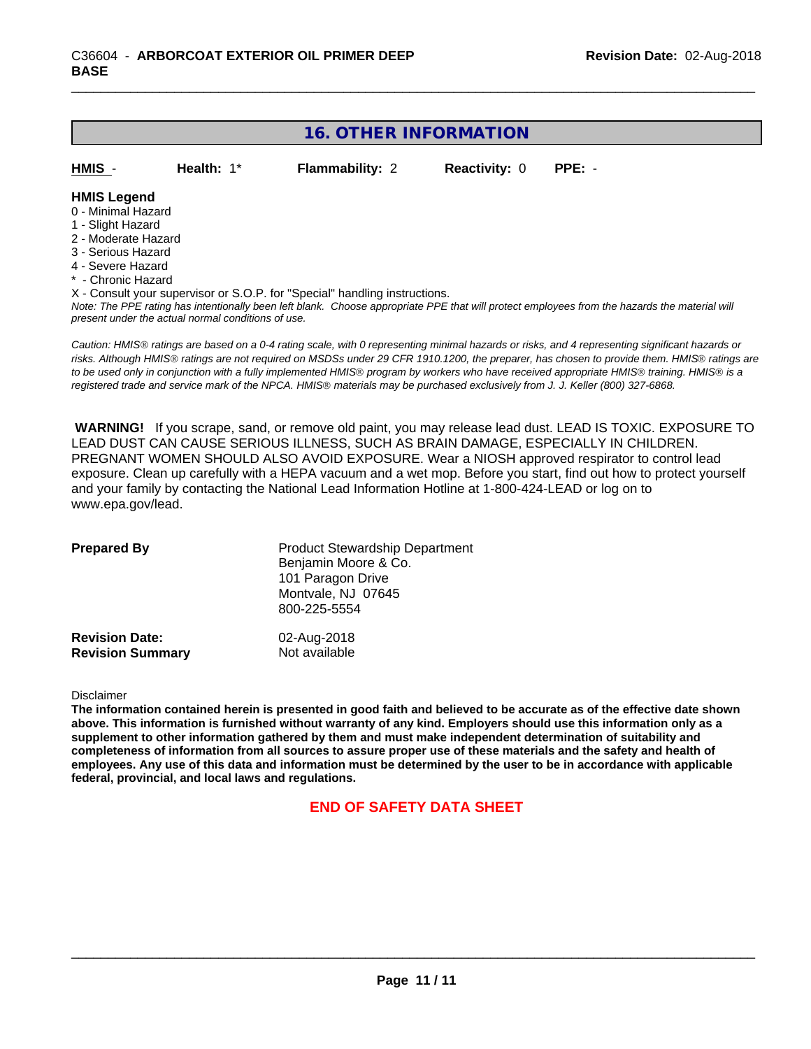## 16. OTHER INFORMATION

| HMIS - | Health: 1* | Flammability: 2 | Reactivity: 0 | PPE: - |
|---|---|---|---|---|

**HMIS Legend**
0 - Minimal Hazard
1 - Slight Hazard
2 - Moderate Hazard
3 - Serious Hazard
4 - Severe Hazard
* - Chronic Hazard
X - Consult your supervisor or S.O.P. for "Special" handling instructions.

*Note: The PPE rating has intentionally been left blank. Choose appropriate PPE that will protect employees from the hazards the material will present under the actual normal conditions of use.*

*Caution: HMIS® ratings are based on a 0-4 rating scale, with 0 representing minimal hazards or risks, and 4 representing significant hazards or risks. Although HMIS® ratings are not required on MSDSs under 29 CFR 1910.1200, the preparer, has chosen to provide them. HMIS® ratings are to be used only in conjunction with a fully implemented HMIS® program by workers who have received appropriate HMIS® training. HMIS® is a registered trade and service mark of the NPCA. HMIS® materials may be purchased exclusively from J. J. Keller (800) 327-6868.*

**WARNING!** If you scrape, sand, or remove old paint, you may release lead dust. LEAD IS TOXIC. EXPOSURE TO LEAD DUST CAN CAUSE SERIOUS ILLNESS, SUCH AS BRAIN DAMAGE, ESPECIALLY IN CHILDREN. PREGNANT WOMEN SHOULD ALSO AVOID EXPOSURE. Wear a NIOSH approved respirator to control lead exposure. Clean up carefully with a HEPA vacuum and a wet mop. Before you start, find out how to protect yourself and your family by contacting the National Lead Information Hotline at 1-800-424-LEAD or log on to www.epa.gov/lead.

**Prepared By**
Product Stewardship Department
Benjamin Moore & Co.
101 Paragon Drive
Montvale, NJ 07645
800-225-5554

**Revision Date:** 02-Aug-2018
**Revision Summary** Not available

Disclaimer
**The information contained herein is presented in good faith and believed to be accurate as of the effective date shown above. This information is furnished without warranty of any kind. Employers should use this information only as a supplement to other information gathered by them and must make independent determination of suitability and completeness of information from all sources to assure proper use of these materials and the safety and health of employees. Any use of this data and information must be determined by the user to be in accordance with applicable federal, provincial, and local laws and regulations.**

**END OF SAFETY DATA SHEET**